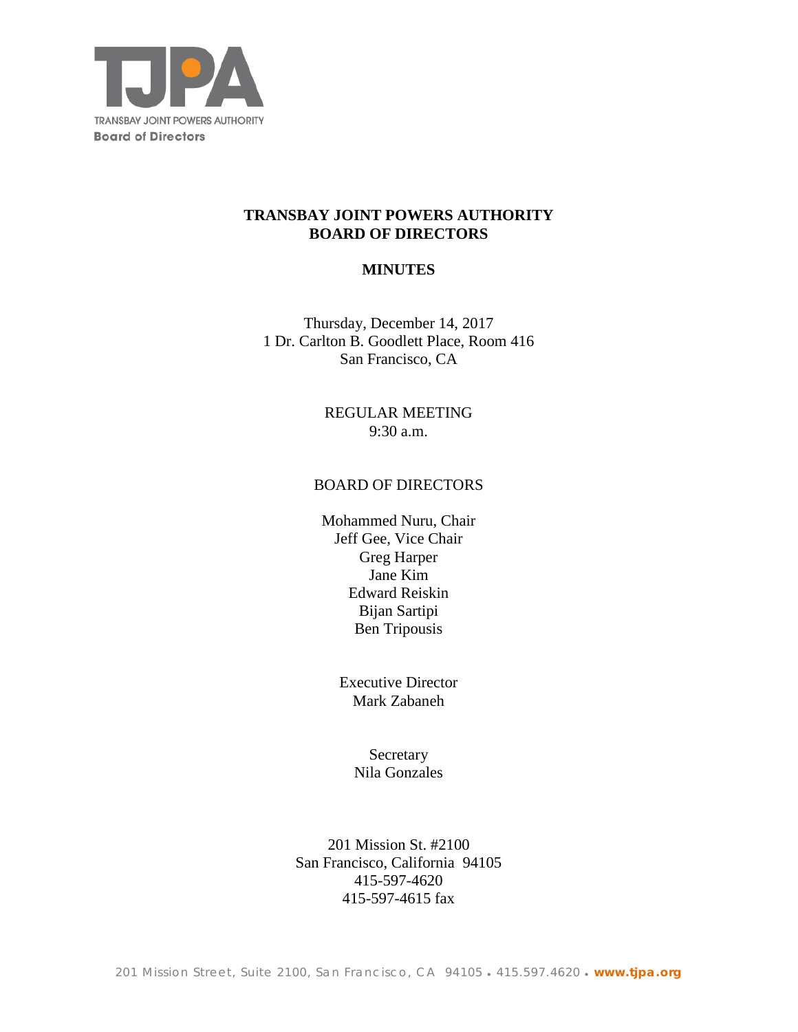TRANSBAY JOINT POWERS AUTHORITY
**Board of Directors**

# TRANSBAY JOINT POWERS AUTHORITY BOARD OF DIRECTORS

## MINUTES

Thursday, December 14, 2017
1 Dr. Carlton B. Goodlett Place, Room 416
San Francisco, CA

REGULAR MEETING
9:30 a.m.

BOARD OF DIRECTORS

Mohammed Nuru, Chair
Jeff Gee, Vice Chair
Greg Harper
Jane Kim
Edward Reiskin
Bijan Sartipi
Ben Tripousis

Executive Director
Mark Zabaneh

Secretary
Nila Gonzales

201 Mission St. #2100
San Francisco, California 94105
415-597-4620
415-597-4615 fax

201 Mission Street, Suite 2100, San Francisco, CA 94105 • 415.597.4620 • **www.tjpa.org**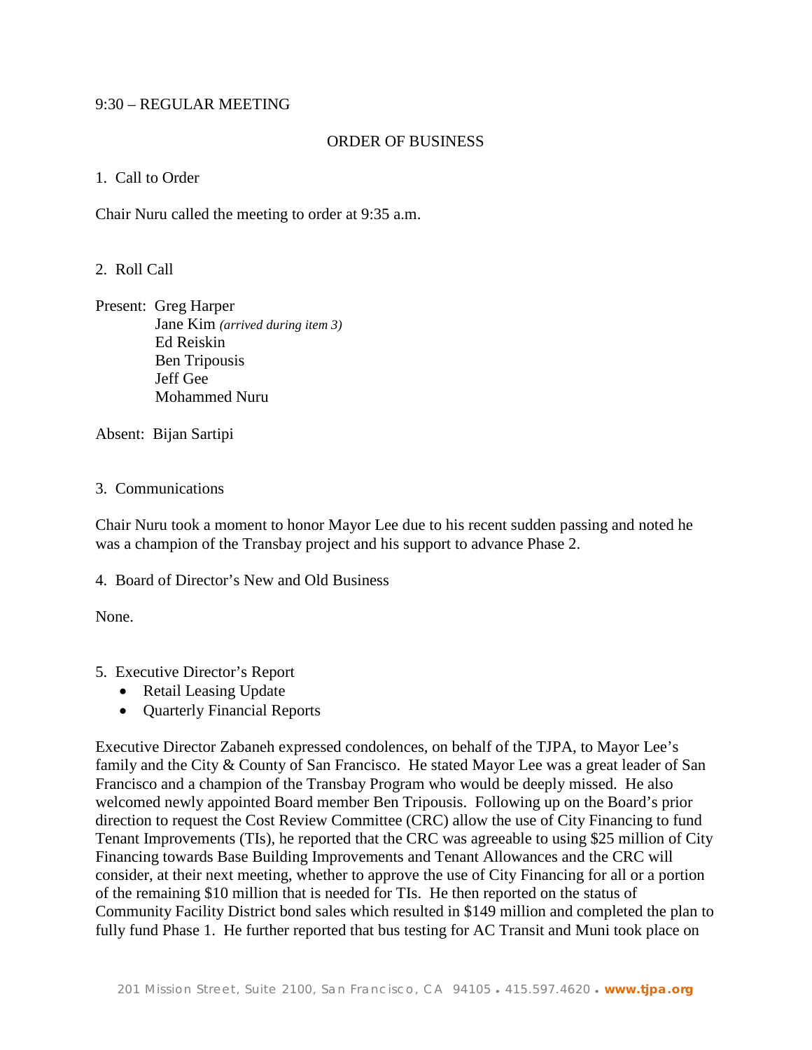9:30 – REGULAR MEETING

ORDER OF BUSINESS

1. Call to Order

Chair Nuru called the meeting to order at 9:35 a.m.

2. Roll Call

Present: Greg Harper
Jane Kim *(arrived during item 3)*
Ed Reiskin
Ben Tripousis
Jeff Gee
Mohammed Nuru

Absent: Bijan Sartipi

3. Communications

Chair Nuru took a moment to honor Mayor Lee due to his recent sudden passing and noted he was a champion of the Transbay project and his support to advance Phase 2.

4. Board of Director's New and Old Business

None.

5. Executive Director's Report
- Retail Leasing Update
- Quarterly Financial Reports

Executive Director Zabaneh expressed condolences, on behalf of the TJPA, to Mayor Lee's family and the City & County of San Francisco. He stated Mayor Lee was a great leader of San Francisco and a champion of the Transbay Program who would be deeply missed. He also welcomed newly appointed Board member Ben Tripousis. Following up on the Board's prior direction to request the Cost Review Committee (CRC) allow the use of City Financing to fund Tenant Improvements (TIs), he reported that the CRC was agreeable to using $25 million of City Financing towards Base Building Improvements and Tenant Allowances and the CRC will consider, at their next meeting, whether to approve the use of City Financing for all or a portion of the remaining $10 million that is needed for TIs. He then reported on the status of Community Facility District bond sales which resulted in $149 million and completed the plan to fully fund Phase 1. He further reported that bus testing for AC Transit and Muni took place on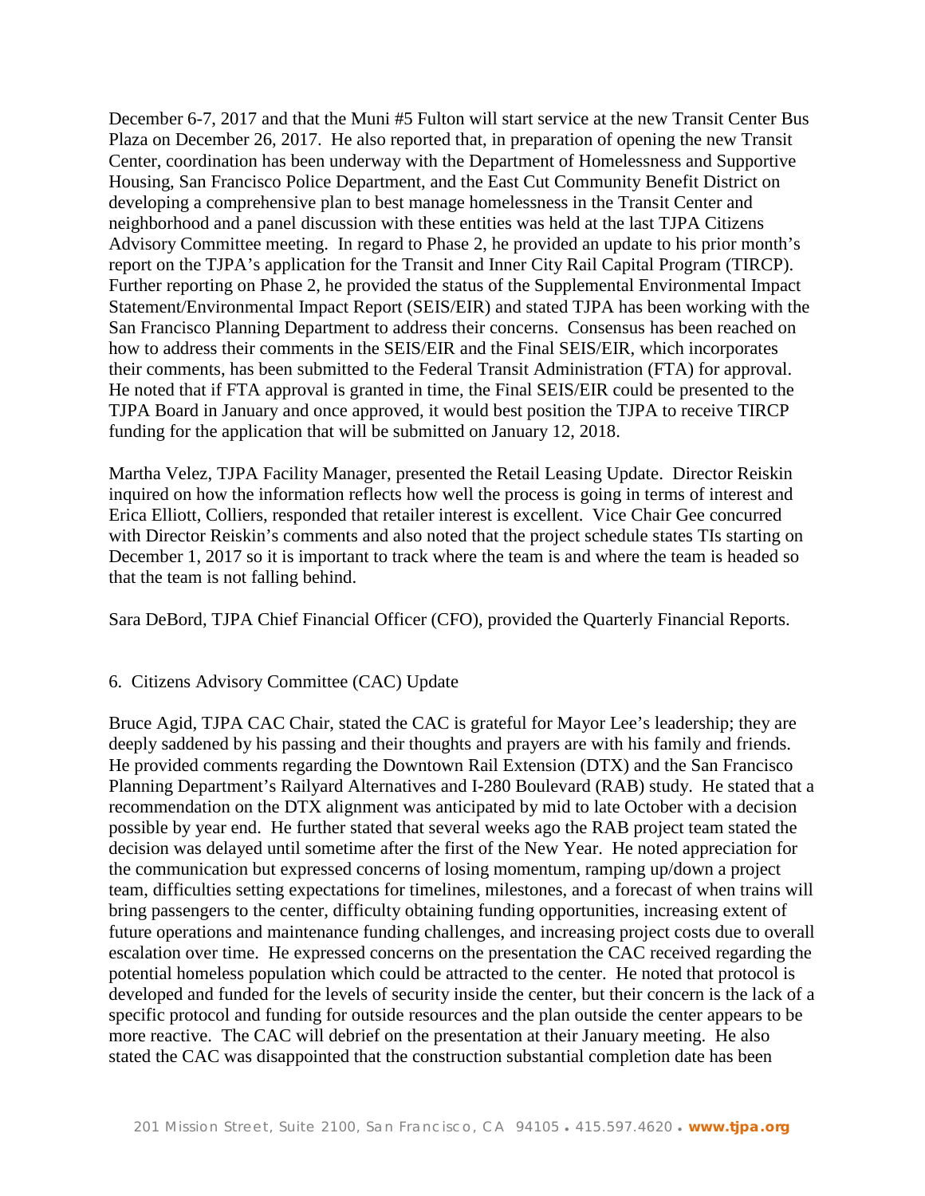December 6-7, 2017 and that the Muni #5 Fulton will start service at the new Transit Center Bus Plaza on December 26, 2017. He also reported that, in preparation of opening the new Transit Center, coordination has been underway with the Department of Homelessness and Supportive Housing, San Francisco Police Department, and the East Cut Community Benefit District on developing a comprehensive plan to best manage homelessness in the Transit Center and neighborhood and a panel discussion with these entities was held at the last TJPA Citizens Advisory Committee meeting. In regard to Phase 2, he provided an update to his prior month's report on the TJPA's application for the Transit and Inner City Rail Capital Program (TIRCP). Further reporting on Phase 2, he provided the status of the Supplemental Environmental Impact Statement/Environmental Impact Report (SEIS/EIR) and stated TJPA has been working with the San Francisco Planning Department to address their concerns. Consensus has been reached on how to address their comments in the SEIS/EIR and the Final SEIS/EIR, which incorporates their comments, has been submitted to the Federal Transit Administration (FTA) for approval. He noted that if FTA approval is granted in time, the Final SEIS/EIR could be presented to the TJPA Board in January and once approved, it would best position the TJPA to receive TIRCP funding for the application that will be submitted on January 12, 2018.

Martha Velez, TJPA Facility Manager, presented the Retail Leasing Update. Director Reiskin inquired on how the information reflects how well the process is going in terms of interest and Erica Elliott, Colliers, responded that retailer interest is excellent. Vice Chair Gee concurred with Director Reiskin's comments and also noted that the project schedule states TIs starting on December 1, 2017 so it is important to track where the team is and where the team is headed so that the team is not falling behind.

Sara DeBord, TJPA Chief Financial Officer (CFO), provided the Quarterly Financial Reports.

6. Citizens Advisory Committee (CAC) Update

Bruce Agid, TJPA CAC Chair, stated the CAC is grateful for Mayor Lee's leadership; they are deeply saddened by his passing and their thoughts and prayers are with his family and friends. He provided comments regarding the Downtown Rail Extension (DTX) and the San Francisco Planning Department's Railyard Alternatives and I-280 Boulevard (RAB) study. He stated that a recommendation on the DTX alignment was anticipated by mid to late October with a decision possible by year end. He further stated that several weeks ago the RAB project team stated the decision was delayed until sometime after the first of the New Year. He noted appreciation for the communication but expressed concerns of losing momentum, ramping up/down a project team, difficulties setting expectations for timelines, milestones, and a forecast of when trains will bring passengers to the center, difficulty obtaining funding opportunities, increasing extent of future operations and maintenance funding challenges, and increasing project costs due to overall escalation over time. He expressed concerns on the presentation the CAC received regarding the potential homeless population which could be attracted to the center. He noted that protocol is developed and funded for the levels of security inside the center, but their concern is the lack of a specific protocol and funding for outside resources and the plan outside the center appears to be more reactive. The CAC will debrief on the presentation at their January meeting. He also stated the CAC was disappointed that the construction substantial completion date has been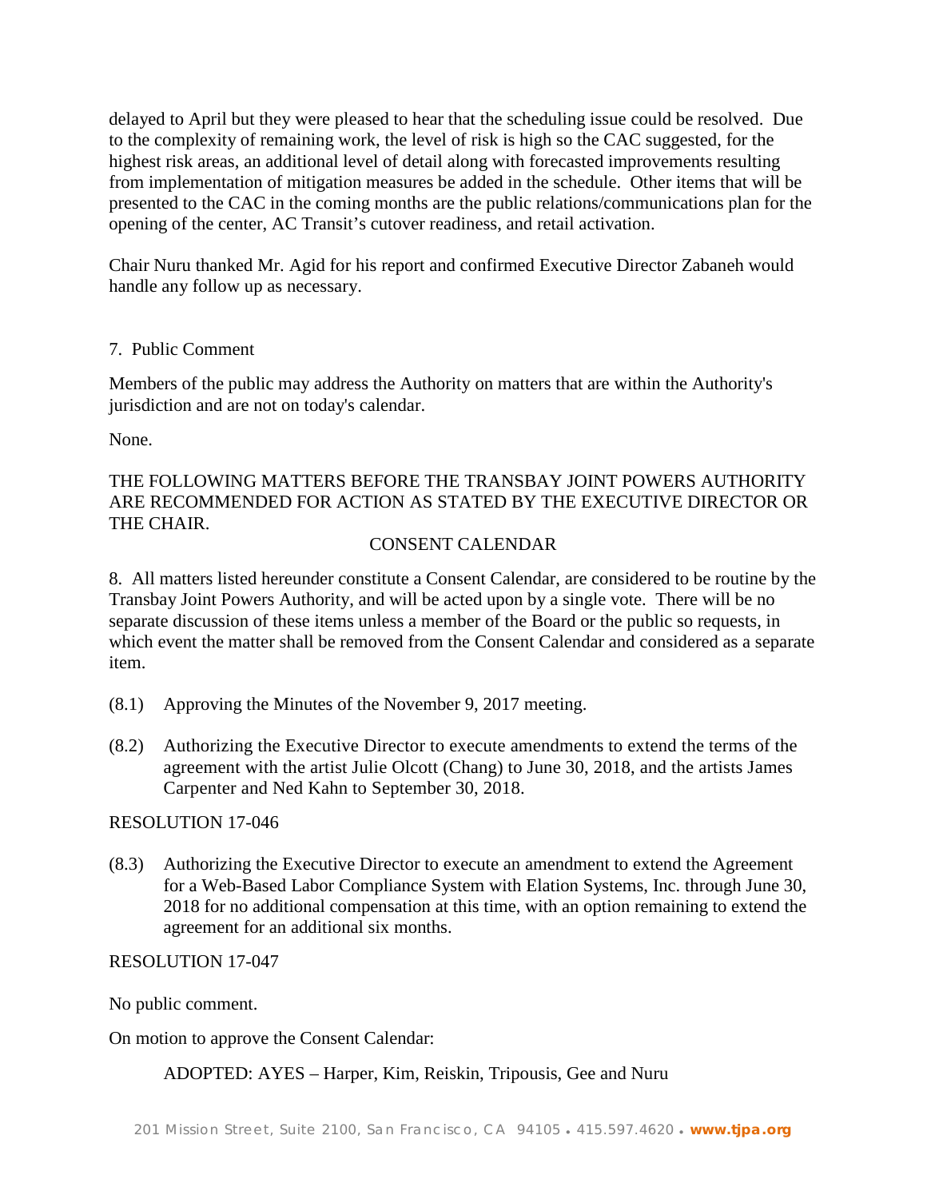delayed to April but they were pleased to hear that the scheduling issue could be resolved. Due to the complexity of remaining work, the level of risk is high so the CAC suggested, for the highest risk areas, an additional level of detail along with forecasted improvements resulting from implementation of mitigation measures be added in the schedule. Other items that will be presented to the CAC in the coming months are the public relations/communications plan for the opening of the center, AC Transit's cutover readiness, and retail activation.

Chair Nuru thanked Mr. Agid for his report and confirmed Executive Director Zabaneh would handle any follow up as necessary.

7. Public Comment

Members of the public may address the Authority on matters that are within the Authority's jurisdiction and are not on today's calendar.

None.

THE FOLLOWING MATTERS BEFORE THE TRANSBAY JOINT POWERS AUTHORITY ARE RECOMMENDED FOR ACTION AS STATED BY THE EXECUTIVE DIRECTOR OR THE CHAIR.

CONSENT CALENDAR

8. All matters listed hereunder constitute a Consent Calendar, are considered to be routine by the Transbay Joint Powers Authority, and will be acted upon by a single vote. There will be no separate discussion of these items unless a member of the Board or the public so requests, in which event the matter shall be removed from the Consent Calendar and considered as a separate item.

(8.1) Approving the Minutes of the November 9, 2017 meeting.

(8.2) Authorizing the Executive Director to execute amendments to extend the terms of the agreement with the artist Julie Olcott (Chang) to June 30, 2018, and the artists James Carpenter and Ned Kahn to September 30, 2018.

RESOLUTION 17-046

(8.3) Authorizing the Executive Director to execute an amendment to extend the Agreement for a Web-Based Labor Compliance System with Elation Systems, Inc. through June 30, 2018 for no additional compensation at this time, with an option remaining to extend the agreement for an additional six months.

RESOLUTION 17-047

No public comment.

On motion to approve the Consent Calendar:

ADOPTED: AYES – Harper, Kim, Reiskin, Tripousis, Gee and Nuru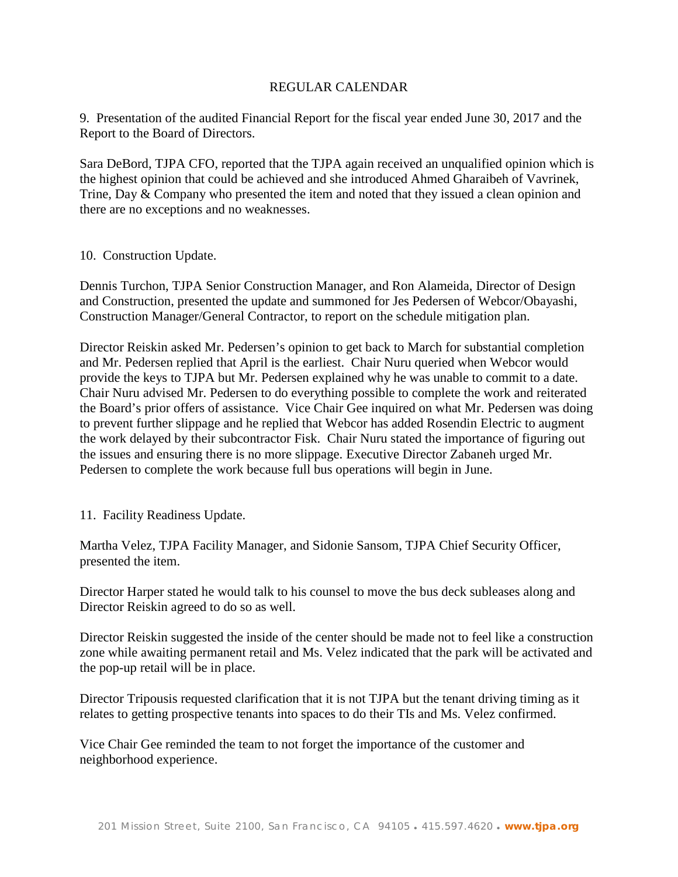## REGULAR CALENDAR

9. Presentation of the audited Financial Report for the fiscal year ended June 30, 2017 and the Report to the Board of Directors.

Sara DeBord, TJPA CFO, reported that the TJPA again received an unqualified opinion which is the highest opinion that could be achieved and she introduced Ahmed Gharaibeh of Vavrinek, Trine, Day & Company who presented the item and noted that they issued a clean opinion and there are no exceptions and no weaknesses.

10. Construction Update.

Dennis Turchon, TJPA Senior Construction Manager, and Ron Alameida, Director of Design and Construction, presented the update and summoned for Jes Pedersen of Webcor/Obayashi, Construction Manager/General Contractor, to report on the schedule mitigation plan.

Director Reiskin asked Mr. Pedersen's opinion to get back to March for substantial completion and Mr. Pedersen replied that April is the earliest. Chair Nuru queried when Webcor would provide the keys to TJPA but Mr. Pedersen explained why he was unable to commit to a date. Chair Nuru advised Mr. Pedersen to do everything possible to complete the work and reiterated the Board's prior offers of assistance. Vice Chair Gee inquired on what Mr. Pedersen was doing to prevent further slippage and he replied that Webcor has added Rosendin Electric to augment the work delayed by their subcontractor Fisk. Chair Nuru stated the importance of figuring out the issues and ensuring there is no more slippage. Executive Director Zabaneh urged Mr. Pedersen to complete the work because full bus operations will begin in June.

11. Facility Readiness Update.

Martha Velez, TJPA Facility Manager, and Sidonie Sansom, TJPA Chief Security Officer, presented the item.

Director Harper stated he would talk to his counsel to move the bus deck subleases along and Director Reiskin agreed to do so as well.

Director Reiskin suggested the inside of the center should be made not to feel like a construction zone while awaiting permanent retail and Ms. Velez indicated that the park will be activated and the pop-up retail will be in place.

Director Tripousis requested clarification that it is not TJPA but the tenant driving timing as it relates to getting prospective tenants into spaces to do their TIs and Ms. Velez confirmed.

Vice Chair Gee reminded the team to not forget the importance of the customer and neighborhood experience.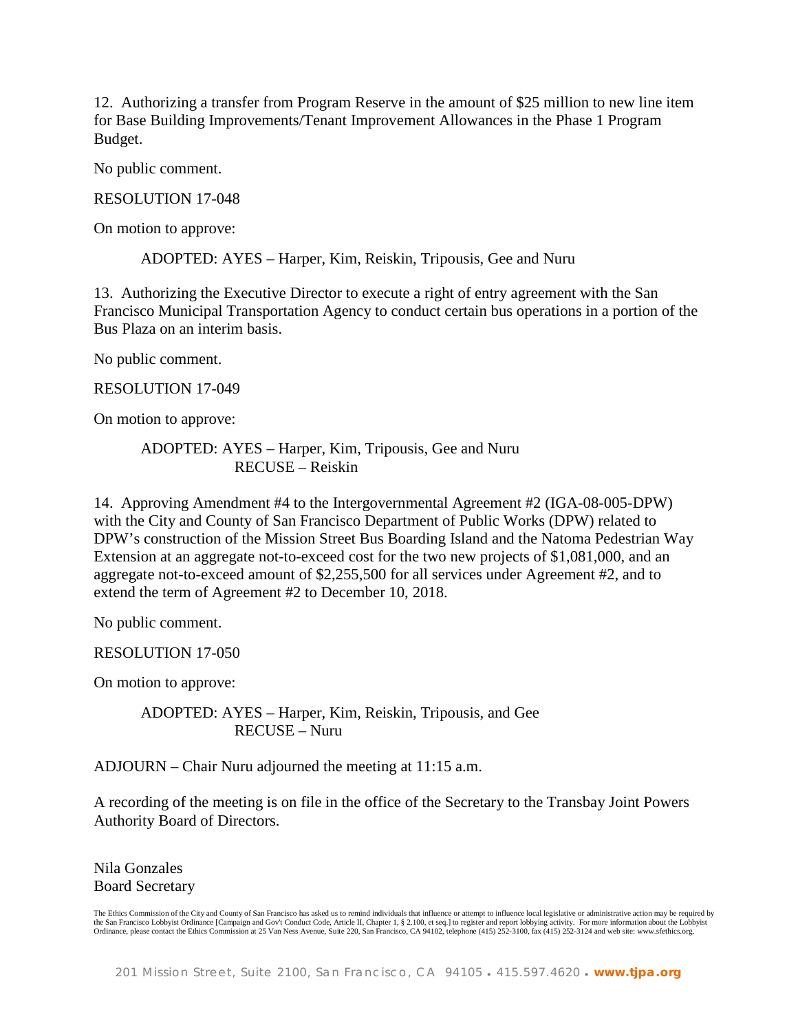12. Authorizing a transfer from Program Reserve in the amount of $25 million to new line item for Base Building Improvements/Tenant Improvement Allowances in the Phase 1 Program Budget.

No public comment.

RESOLUTION 17-048

On motion to approve:

ADOPTED: AYES – Harper, Kim, Reiskin, Tripousis, Gee and Nuru

13. Authorizing the Executive Director to execute a right of entry agreement with the San Francisco Municipal Transportation Agency to conduct certain bus operations in a portion of the Bus Plaza on an interim basis.

No public comment.

RESOLUTION 17-049

On motion to approve:

ADOPTED: AYES – Harper, Kim, Tripousis, Gee and Nuru
RECUSE – Reiskin

14. Approving Amendment #4 to the Intergovernmental Agreement #2 (IGA-08-005-DPW) with the City and County of San Francisco Department of Public Works (DPW) related to DPW's construction of the Mission Street Bus Boarding Island and the Natoma Pedestrian Way Extension at an aggregate not-to-exceed cost for the two new projects of $1,081,000, and an aggregate not-to-exceed amount of $2,255,500 for all services under Agreement #2, and to extend the term of Agreement #2 to December 10, 2018.

No public comment.

RESOLUTION 17-050

On motion to approve:

ADOPTED: AYES – Harper, Kim, Reiskin, Tripousis, and Gee
RECUSE – Nuru

ADJOURN – Chair Nuru adjourned the meeting at 11:15 a.m.

A recording of the meeting is on file in the office of the Secretary to the Transbay Joint Powers Authority Board of Directors.

Nila Gonzales
Board Secretary

The Ethics Commission of the City and County of San Francisco has asked us to remind individuals that influence or attempt to influence local legislative or administrative action may be required by the San Francisco Lobbyist Ordinance [Campaign and Gov't Conduct Code, Article II, Chapter 1, § 2.100, et seq.] to register and report lobbying activity. For more information about the Lobbyist Ordinance, please contact the Ethics Commission at 25 Van Ness Avenue, Suite 220, San Francisco, CA 94102, telephone (415) 252-3100, fax (415) 252-3124 and web site: www.sfethics.org.